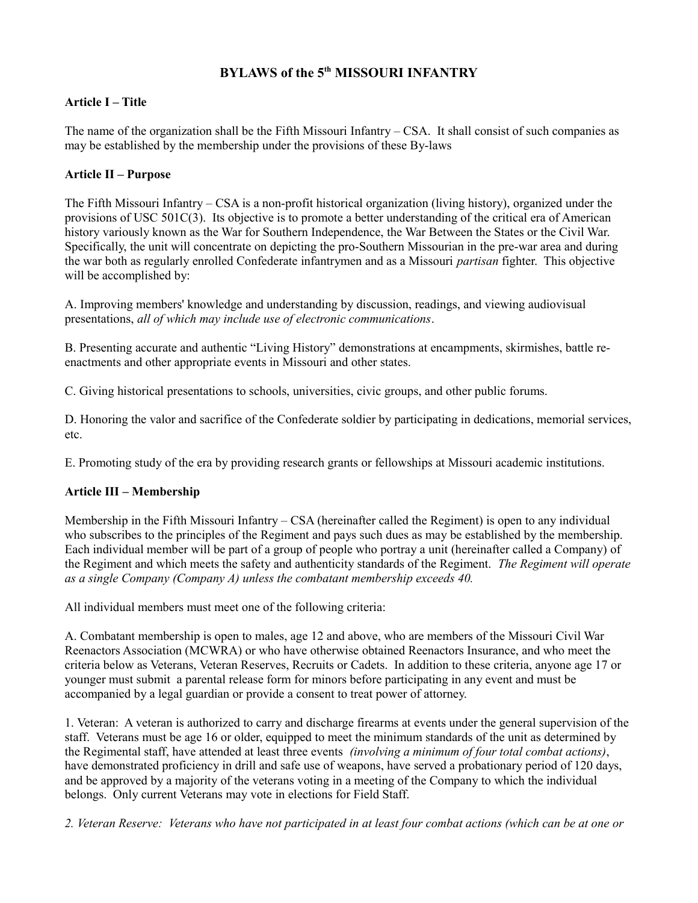# BYLAWS of the 5th MISSOURI INFANTRY

**Article I – Title**

The name of the organization shall be the Fifth Missouri Infantry – CSA. It shall consist of such companies as may be established by the membership under the provisions of these By-laws

**Article II – Purpose**

The Fifth Missouri Infantry – CSA is a non-profit historical organization (living history), organized under the provisions of USC 501C(3). Its objective is to promote a better understanding of the critical era of American history variously known as the War for Southern Independence, the War Between the States or the Civil War. Specifically, the unit will concentrate on depicting the pro-Southern Missourian in the pre-war area and during the war both as regularly enrolled Confederate infantrymen and as a Missouri *partisan* fighter. This objective will be accomplished by:

A. Improving members' knowledge and understanding by discussion, readings, and viewing audiovisual presentations, *all of which may include use of electronic communications*.

B. Presenting accurate and authentic "Living History" demonstrations at encampments, skirmishes, battle re-enactments and other appropriate events in Missouri and other states.

C. Giving historical presentations to schools, universities, civic groups, and other public forums.

D. Honoring the valor and sacrifice of the Confederate soldier by participating in dedications, memorial services, etc.

E. Promoting study of the era by providing research grants or fellowships at Missouri academic institutions.

**Article III – Membership**

Membership in the Fifth Missouri Infantry – CSA (hereinafter called the Regiment) is open to any individual who subscribes to the principles of the Regiment and pays such dues as may be established by the membership. Each individual member will be part of a group of people who portray a unit (hereinafter called a Company) of the Regiment and which meets the safety and authenticity standards of the Regiment. *The Regiment will operate as a single Company (Company A) unless the combatant membership exceeds 40.*

All individual members must meet one of the following criteria:

A. Combatant membership is open to males, age 12 and above, who are members of the Missouri Civil War Reenactors Association (MCWRA) or who have otherwise obtained Reenactors Insurance, and who meet the criteria below as Veterans, Veteran Reserves, Recruits or Cadets. In addition to these criteria, anyone age 17 or younger must submit a parental release form for minors before participating in any event and must be accompanied by a legal guardian or provide a consent to treat power of attorney.

1. Veteran: A veteran is authorized to carry and discharge firearms at events under the general supervision of the staff. Veterans must be age 16 or older, equipped to meet the minimum standards of the unit as determined by the Regimental staff, have attended at least three events *(involving a minimum of four total combat actions)*, have demonstrated proficiency in drill and safe use of weapons, have served a probationary period of 120 days, and be approved by a majority of the veterans voting in a meeting of the Company to which the individual belongs. Only current Veterans may vote in elections for Field Staff.

*2. Veteran Reserve: Veterans who have not participated in at least four combat actions (which can be at one or*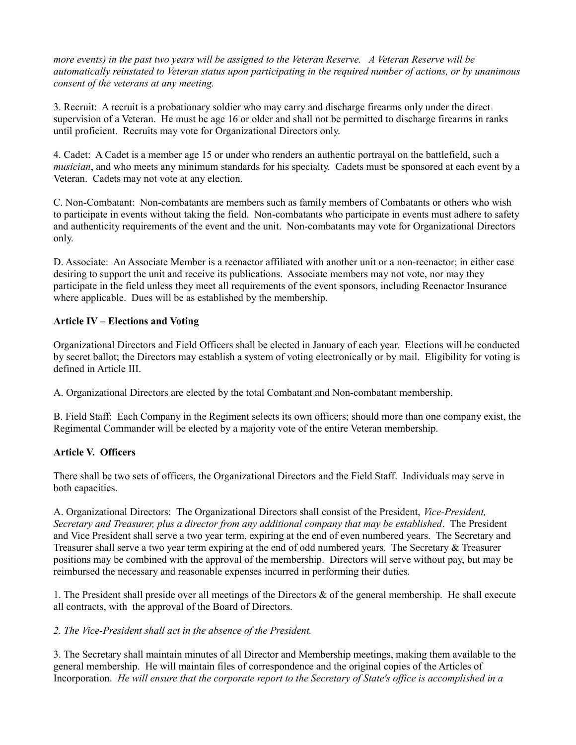*more events) in the past two years will be assigned to the Veteran Reserve. A Veteran Reserve will be automatically reinstated to Veteran status upon participating in the required number of actions, or by unanimous consent of the veterans at any meeting.*

3. Recruit: A recruit is a probationary soldier who may carry and discharge firearms only under the direct supervision of a Veteran. He must be age 16 or older and shall not be permitted to discharge firearms in ranks until proficient. Recruits may vote for Organizational Directors only.

4. Cadet: A Cadet is a member age 15 or under who renders an authentic portrayal on the battlefield, such a *musician*, and who meets any minimum standards for his specialty. Cadets must be sponsored at each event by a Veteran. Cadets may not vote at any election.

C. Non-Combatant: Non-combatants are members such as family members of Combatants or others who wish to participate in events without taking the field. Non-combatants who participate in events must adhere to safety and authenticity requirements of the event and the unit. Non-combatants may vote for Organizational Directors only.

D. Associate: An Associate Member is a reenactor affiliated with another unit or a non-reenactor; in either case desiring to support the unit and receive its publications. Associate members may not vote, nor may they participate in the field unless they meet all requirements of the event sponsors, including Reenactor Insurance where applicable. Dues will be as established by the membership.

**Article IV – Elections and Voting**

Organizational Directors and Field Officers shall be elected in January of each year. Elections will be conducted by secret ballot; the Directors may establish a system of voting electronically or by mail. Eligibility for voting is defined in Article III.

A. Organizational Directors are elected by the total Combatant and Non-combatant membership.

B. Field Staff: Each Company in the Regiment selects its own officers; should more than one company exist, the Regimental Commander will be elected by a majority vote of the entire Veteran membership.

**Article V. Officers**

There shall be two sets of officers, the Organizational Directors and the Field Staff. Individuals may serve in both capacities.

A. Organizational Directors: The Organizational Directors shall consist of the President, *Vice-President, Secretary and Treasurer, plus a director from any additional company that may be established*. The President and Vice President shall serve a two year term, expiring at the end of even numbered years. The Secretary and Treasurer shall serve a two year term expiring at the end of odd numbered years. The Secretary & Treasurer positions may be combined with the approval of the membership. Directors will serve without pay, but may be reimbursed the necessary and reasonable expenses incurred in performing their duties.

1. The President shall preside over all meetings of the Directors & of the general membership. He shall execute all contracts, with the approval of the Board of Directors.

*2. The Vice-President shall act in the absence of the President.*

3. The Secretary shall maintain minutes of all Director and Membership meetings, making them available to the general membership. He will maintain files of correspondence and the original copies of the Articles of Incorporation. *He will ensure that the corporate report to the Secretary of State's office is accomplished in a*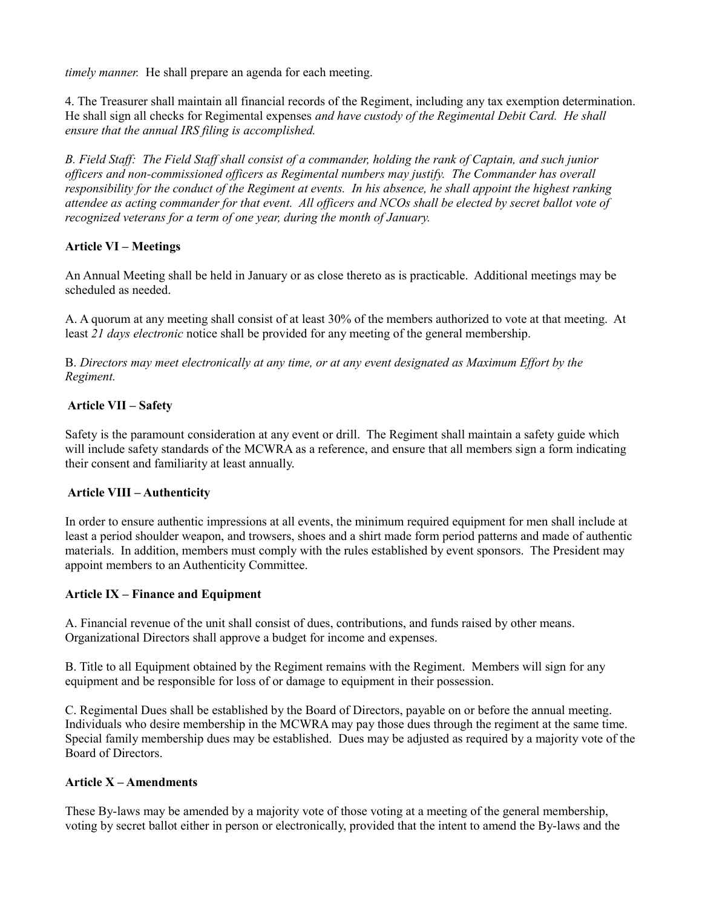*timely manner.* He shall prepare an agenda for each meeting.

4. The Treasurer shall maintain all financial records of the Regiment, including any tax exemption determination. He shall sign all checks for Regimental expenses *and have custody of the Regimental Debit Card. He shall ensure that the annual IRS filing is accomplished.*

*B. Field Staff: The Field Staff shall consist of a commander, holding the rank of Captain, and such junior officers and non-commissioned officers as Regimental numbers may justify. The Commander has overall responsibility for the conduct of the Regiment at events. In his absence, he shall appoint the highest ranking attendee as acting commander for that event. All officers and NCOs shall be elected by secret ballot vote of recognized veterans for a term of one year, during the month of January.*

**Article VI – Meetings**

An Annual Meeting shall be held in January or as close thereto as is practicable. Additional meetings may be scheduled as needed.

A. A quorum at any meeting shall consist of at least 30% of the members authorized to vote at that meeting. At least *21 days electronic* notice shall be provided for any meeting of the general membership.

B. *Directors may meet electronically at any time, or at any event designated as Maximum Effort by the Regiment.*

**Article VII – Safety**

Safety is the paramount consideration at any event or drill. The Regiment shall maintain a safety guide which will include safety standards of the MCWRA as a reference, and ensure that all members sign a form indicating their consent and familiarity at least annually.

**Article VIII – Authenticity**

In order to ensure authentic impressions at all events, the minimum required equipment for men shall include at least a period shoulder weapon, and trowsers, shoes and a shirt made form period patterns and made of authentic materials. In addition, members must comply with the rules established by event sponsors. The President may appoint members to an Authenticity Committee.

**Article IX – Finance and Equipment**

A. Financial revenue of the unit shall consist of dues, contributions, and funds raised by other means. Organizational Directors shall approve a budget for income and expenses.

B. Title to all Equipment obtained by the Regiment remains with the Regiment. Members will sign for any equipment and be responsible for loss of or damage to equipment in their possession.

C. Regimental Dues shall be established by the Board of Directors, payable on or before the annual meeting. Individuals who desire membership in the MCWRA may pay those dues through the regiment at the same time. Special family membership dues may be established. Dues may be adjusted as required by a majority vote of the Board of Directors.

**Article X – Amendments**

These By-laws may be amended by a majority vote of those voting at a meeting of the general membership, voting by secret ballot either in person or electronically, provided that the intent to amend the By-laws and the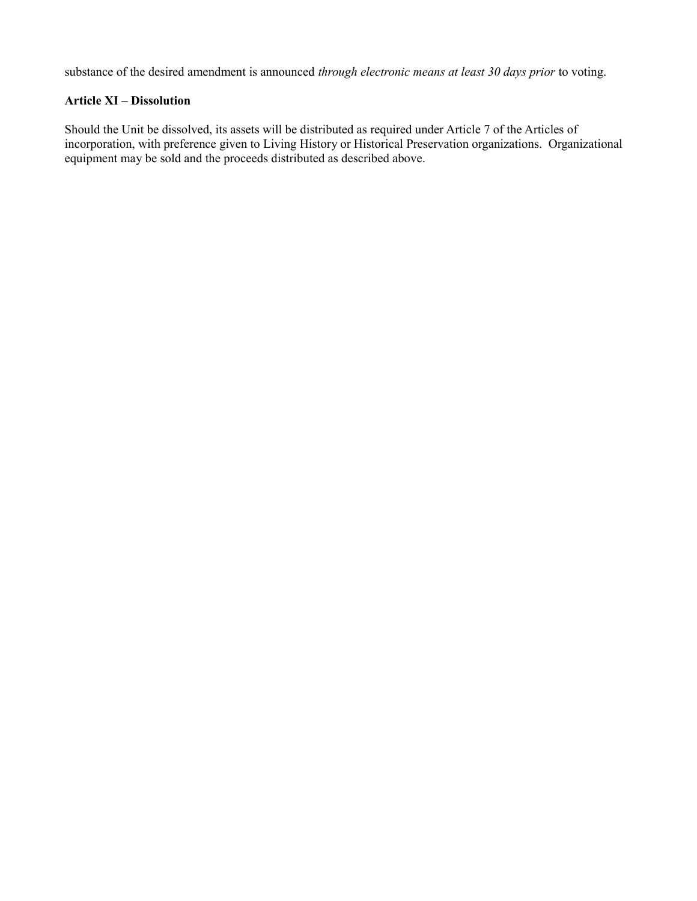substance of the desired amendment is announced *through electronic means at least 30 days prior* to voting.

**Article XI – Dissolution**

Should the Unit be dissolved, its assets will be distributed as required under Article 7 of the Articles of incorporation, with preference given to Living History or Historical Preservation organizations. Organizational equipment may be sold and the proceeds distributed as described above.